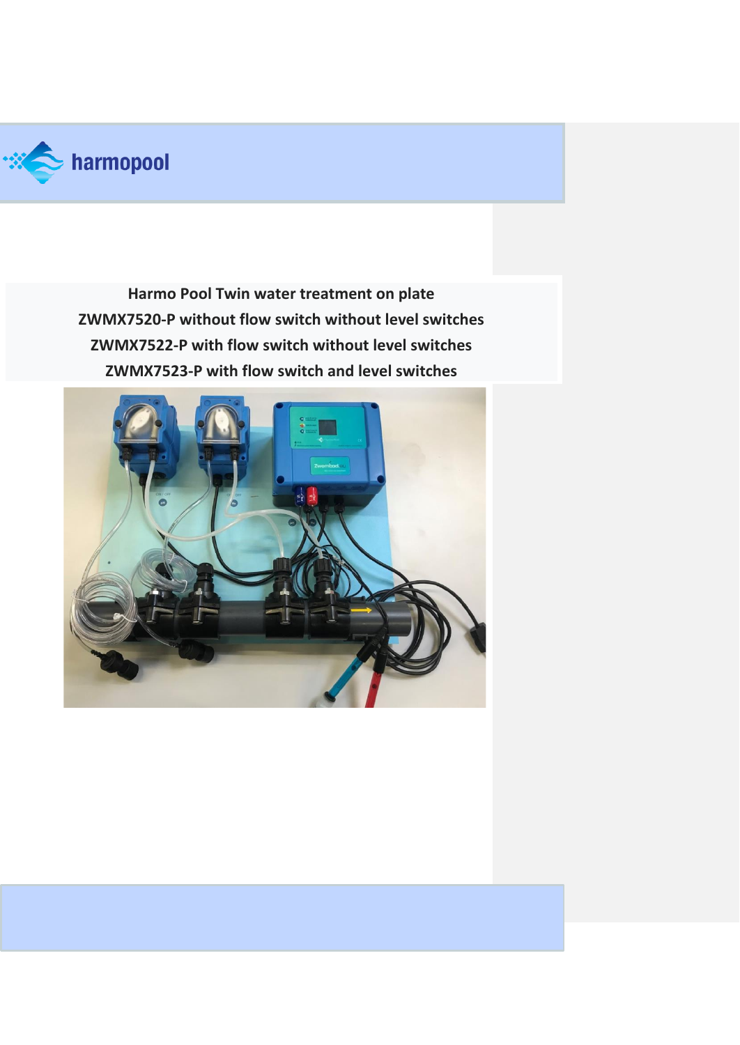harmopool

**Harmo Pool Twin water treatment on plate**

**ZWMX7520-P without flow switch without level switches**

**ZWMX7522-P with flow switch without level switches**

**ZWMX7523-P with flow switch and level switches**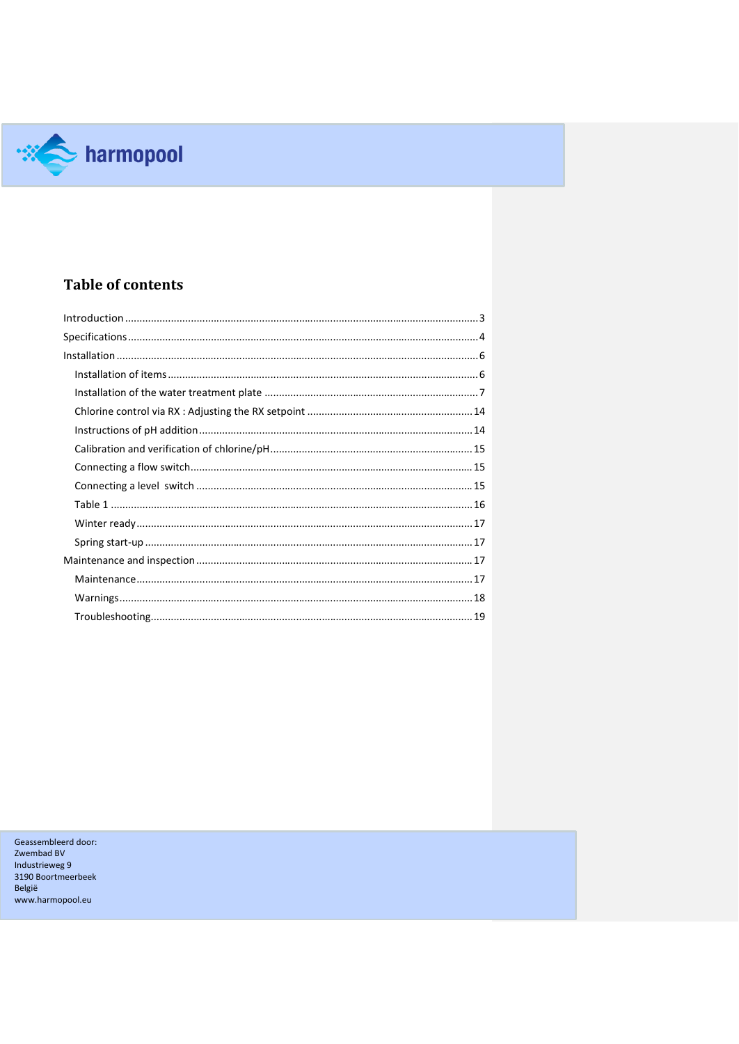harmopool

## Table of contents

Introduction ........................................................ 3
Specifications ........................................................ 4
Installation ........................................................ 6
- Installation of items ........................................................ 6
- Installation of the water treatment plate ........................................................ 7
- Chlorine control via RX : Adjusting the RX setpoint ........................................................ 14
- Instructions of pH addition ........................................................ 14
- Calibration and verification of chlorine/pH ........................................................ 15
- Connecting a flow switch ........................................................ 15
- Connecting a level switch ........................................................ 15
- Table 1 ........................................................ 16
- Winter ready ........................................................ 17
- Spring start-up ........................................................ 17

Maintenance and inspection ........................................................ 17
- Maintenance ........................................................ 17
- Warnings ........................................................ 18
- Troubleshooting ........................................................ 19

Geassembleerd door:
Zwembad BV
Industrieweg 9
3190 Boortmeerbeek
België
www.harmopool.eu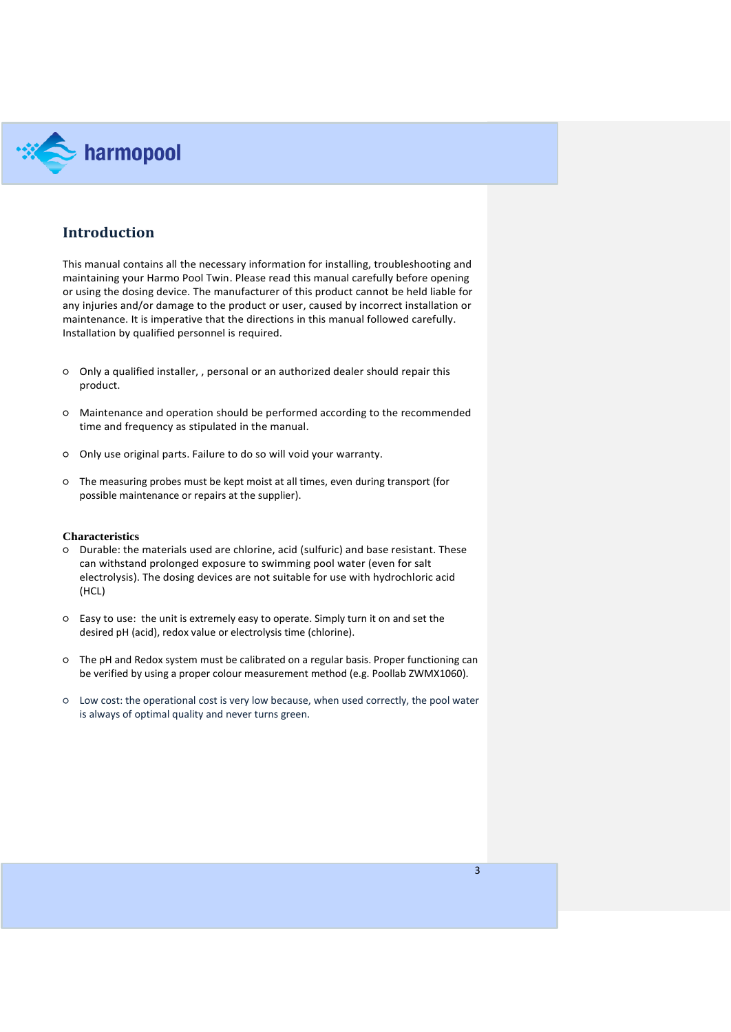## Introduction

This manual contains all the necessary information for installing, troubleshooting and maintaining your Harmo Pool Twin. Please read this manual carefully before opening or using the dosing device. The manufacturer of this product cannot be held liable for any injuries and/or damage to the product or user, caused by incorrect installation or maintenance. It is imperative that the directions in this manual followed carefully. Installation by qualified personnel is required.

- Only a qualified installer, , personal or an authorized dealer should repair this product.
- Maintenance and operation should be performed according to the recommended time and frequency as stipulated in the manual.
- Only use original parts. Failure to do so will void your warranty.
- The measuring probes must be kept moist at all times, even during transport (for possible maintenance or repairs at the supplier).

### Characteristics

- Durable: the materials used are chlorine, acid (sulfuric) and base resistant. These can withstand prolonged exposure to swimming pool water (even for salt electrolysis). The dosing devices are not suitable for use with hydrochloric acid (HCL)
- Easy to use: the unit is extremely easy to operate. Simply turn it on and set the desired pH (acid), redox value or electrolysis time (chlorine).
- The pH and Redox system must be calibrated on a regular basis. Proper functioning can be verified by using a proper colour measurement method (e.g. Poollab ZWMX1060).
- Low cost: the operational cost is very low because, when used correctly, the pool water is always of optimal quality and never turns green.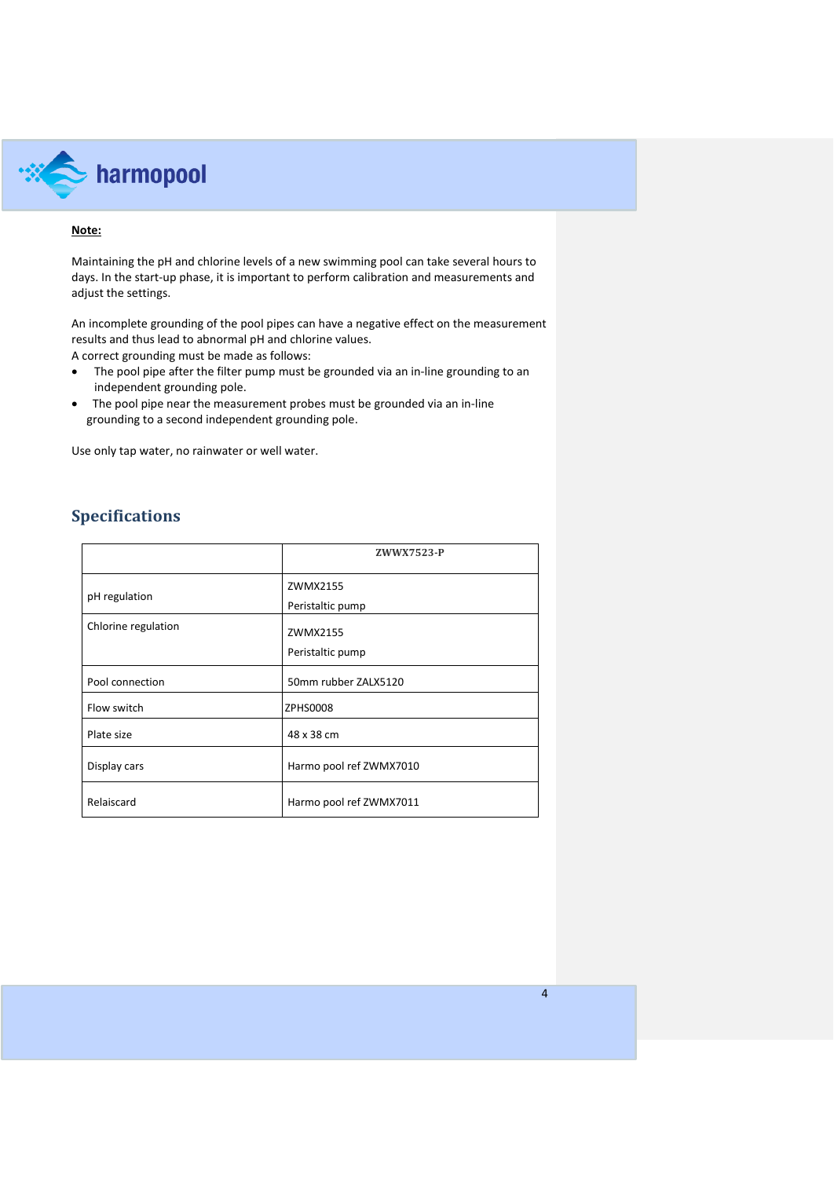**Note:**

Maintaining the pH and chlorine levels of a new swimming pool can take several hours to days. In the start-up phase, it is important to perform calibration and measurements and adjust the settings.

An incomplete grounding of the pool pipes can have a negative effect on the measurement results and thus lead to abnormal pH and chlorine values.
A correct grounding must be made as follows:

- The pool pipe after the filter pump must be grounded via an in-line grounding to an independent grounding pole.
- The pool pipe near the measurement probes must be grounded via an in-line grounding to a second independent grounding pole.

Use only tap water, no rainwater or well water.

## Specifications

| | ZWWX7523-P |
|---|---|
| pH regulation | ZWMX2155<br>Peristaltic pump |
| Chlorine regulation | ZWMX2155<br>Peristaltic pump |
| Pool connection | 50mm rubber ZALX5120 |
| Flow switch | ZPHS0008 |
| Plate size | 48 x 38 cm |
| Display cars | Harmo pool ref ZWMX7010 |
| Relaiscard | Harmo pool ref ZWMX7011 |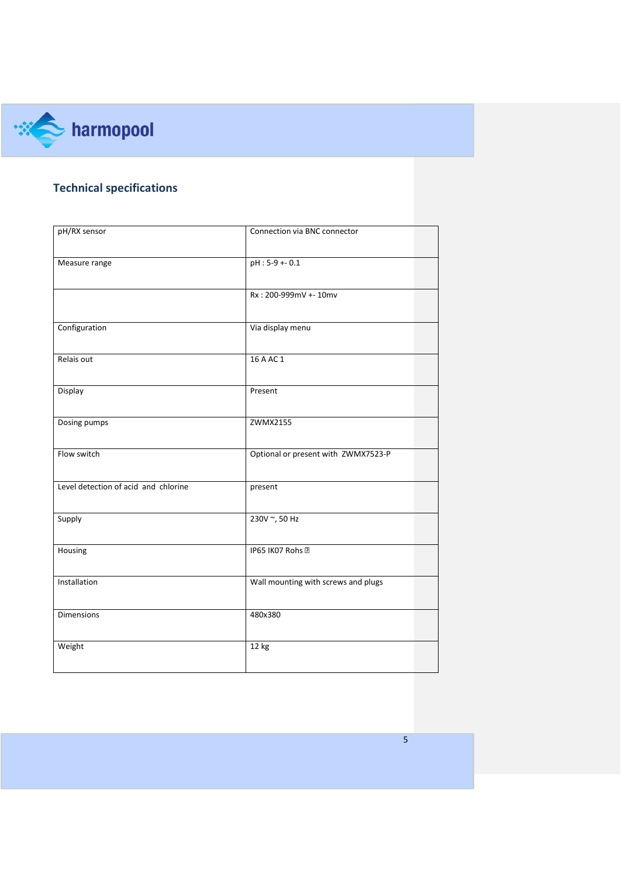## Technical specifications

| pH/RX sensor | Connection via BNC connector |
|---|---|
| Measure range | pH : 5-9 +- 0.1 |
| | Rx : 200-999mV +- 10mv |
| Configuration | Via display menu |
| Relais out | 16 A AC 1 |
| Display | Present |
| Dosing pumps | ZWMX2155 |
| Flow switch | Optional or present with ZWMX7523-P |
| Level detection of acid and chlorine | present |
| Supply | 230V ~, 50 Hz |
| Housing | IP65 IK07 Rohs |
| Installation | Wall mounting with screws and plugs |
| Dimensions | 480x380 |
| Weight | 12 kg |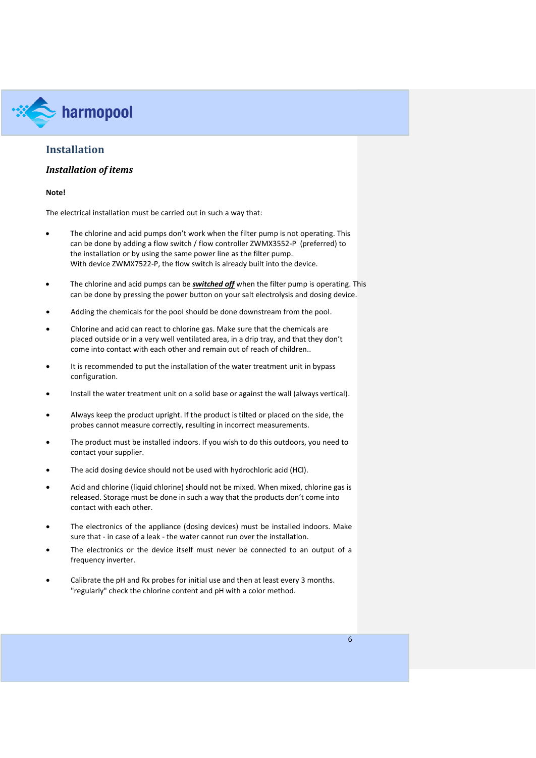## Installation

### *Installation of items*

**Note!**

The electrical installation must be carried out in such a way that:

- The chlorine and acid pumps don't work when the filter pump is not operating. This can be done by adding a flow switch / flow controller ZWMX3552-P (preferred) to the installation or by using the same power line as the filter pump.
  With device ZWMX7522-P, the flow switch is already built into the device.
- The chlorine and acid pumps can be ***switched off*** when the filter pump is operating. This can be done by pressing the power button on your salt electrolysis and dosing device.
- Adding the chemicals for the pool should be done downstream from the pool.
- Chlorine and acid can react to chlorine gas. Make sure that the chemicals are placed outside or in a very well ventilated area, in a drip tray, and that they don't come into contact with each other and remain out of reach of children..
- It is recommended to put the installation of the water treatment unit in bypass configuration.
- Install the water treatment unit on a solid base or against the wall (always vertical).
- Always keep the product upright. If the product is tilted or placed on the side, the probes cannot measure correctly, resulting in incorrect measurements.
- The product must be installed indoors. If you wish to do this outdoors, you need to contact your supplier.
- The acid dosing device should not be used with hydrochloric acid (HCl).
- Acid and chlorine (liquid chlorine) should not be mixed. When mixed, chlorine gas is released. Storage must be done in such a way that the products don't come into contact with each other.
- The electronics of the appliance (dosing devices) must be installed indoors. Make sure that - in case of a leak - the water cannot run over the installation.
- The electronics or the device itself must never be connected to an output of a frequency inverter.
- Calibrate the pH and Rx probes for initial use and then at least every 3 months. "regularly" check the chlorine content and pH with a color method.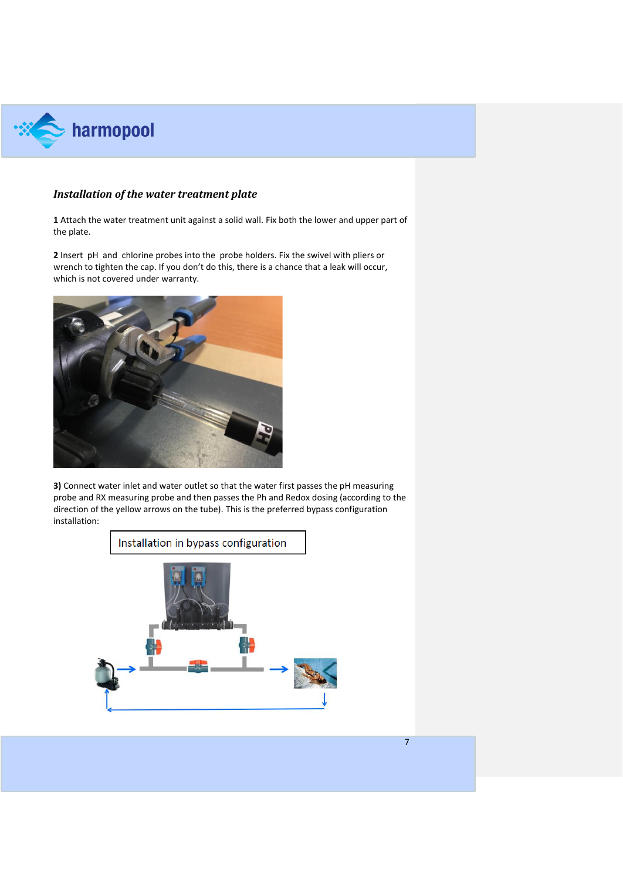### *Installation of the water treatment plate*

**1** Attach the water treatment unit against a solid wall. Fix both the lower and upper part of the plate.

**2** Insert pH and chlorine probes into the probe holders. Fix the swivel with pliers or wrench to tighten the cap. If you don't do this, there is a chance that a leak will occur, which is not covered under warranty.

**3)** Connect water inlet and water outlet so that the water first passes the pH measuring probe and RX measuring probe and then passes the Ph and Redox dosing (according to the direction of the yellow arrows on the tube). This is the preferred bypass configuration installation:

Installation in bypass configuration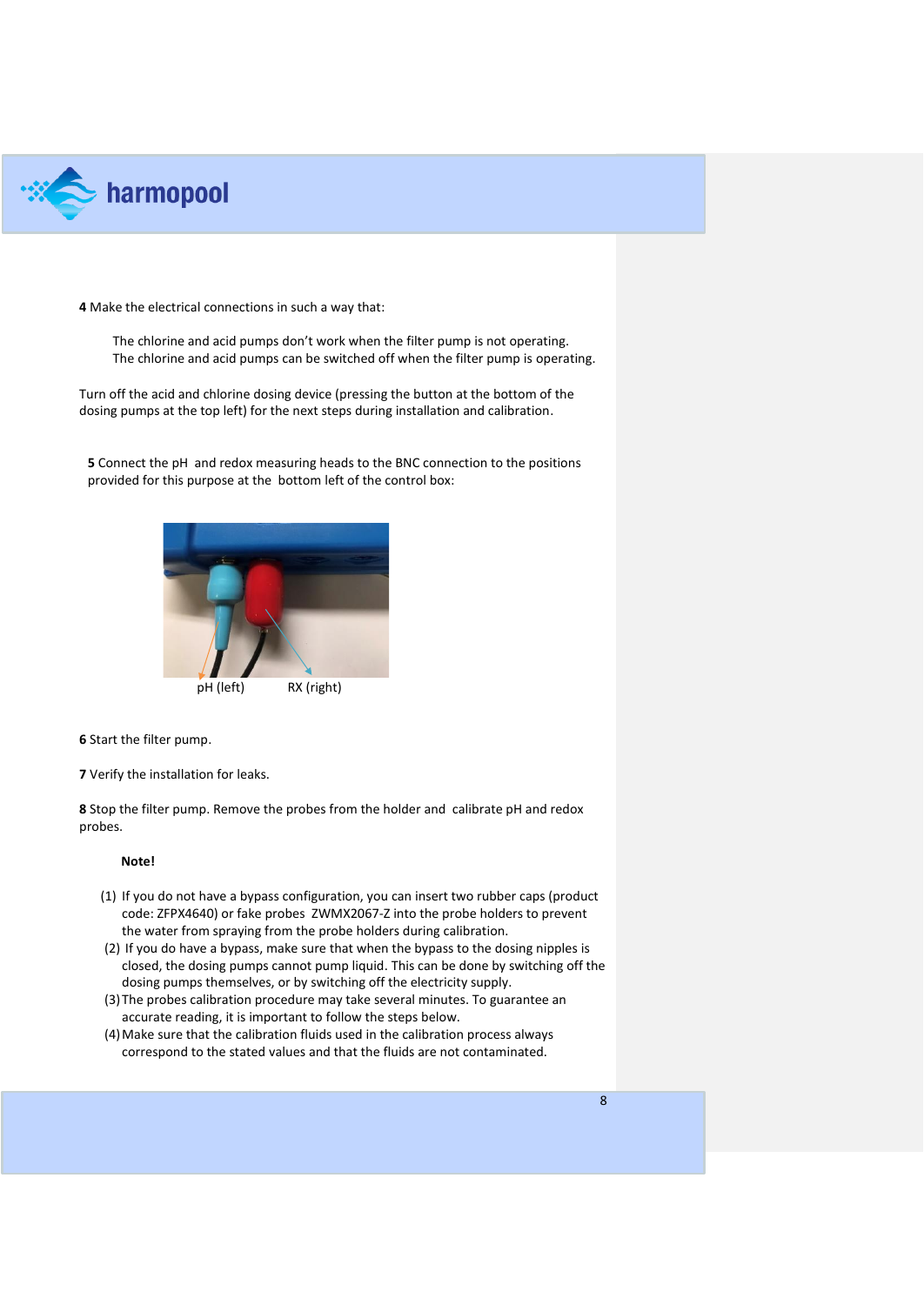**4** Make the electrical connections in such a way that:

The chlorine and acid pumps don't work when the filter pump is not operating.
The chlorine and acid pumps can be switched off when the filter pump is operating.

Turn off the acid and chlorine dosing device (pressing the button at the bottom of the dosing pumps at the top left) for the next steps during installation and calibration.

**5** Connect the pH and redox measuring heads to the BNC connection to the positions provided for this purpose at the bottom left of the control box:

pH (left) RX (right)

**6** Start the filter pump.

**7** Verify the installation for leaks.

**8** Stop the filter pump. Remove the probes from the holder and calibrate pH and redox probes.

**Note!**

(1) If you do not have a bypass configuration, you can insert two rubber caps (product code: ZFPX4640) or fake probes ZWMX2067-Z into the probe holders to prevent the water from spraying from the probe holders during calibration.
(2) If you do have a bypass, make sure that when the bypass to the dosing nipples is closed, the dosing pumps cannot pump liquid. This can be done by switching off the dosing pumps themselves, or by switching off the electricity supply.
(3) The probes calibration procedure may take several minutes. To guarantee an accurate reading, it is important to follow the steps below.
(4) Make sure that the calibration fluids used in the calibration process always correspond to the stated values and that the fluids are not contaminated.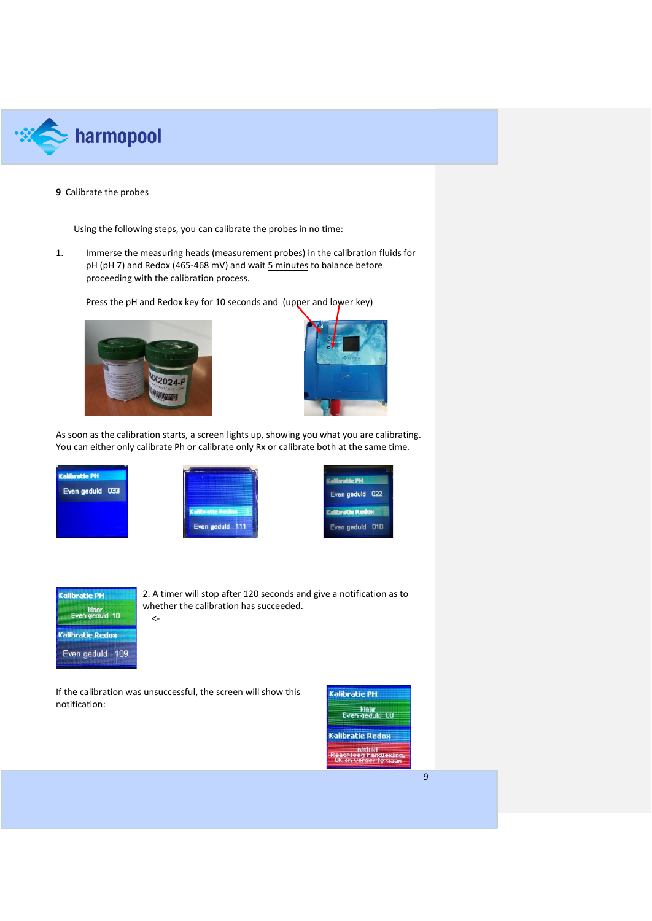## 9 Calibrate the probes

Using the following steps, you can calibrate the probes in no time:

1. Immerse the measuring heads (measurement probes) in the calibration fluids for pH (pH 7) and Redox (465-468 mV) and wait 5 minutes to balance before proceeding with the calibration process.

   Press the pH and Redox key for 10 seconds and (upper and lower key)

As soon as the calibration starts, a screen lights up, showing you what you are calibrating. You can either only calibrate Ph or calibrate only Rx or calibrate both at the same time.

2. A timer will stop after 120 seconds and give a notification as to whether the calibration has succeeded.
<-

If the calibration was unsuccessful, the screen will show this notification: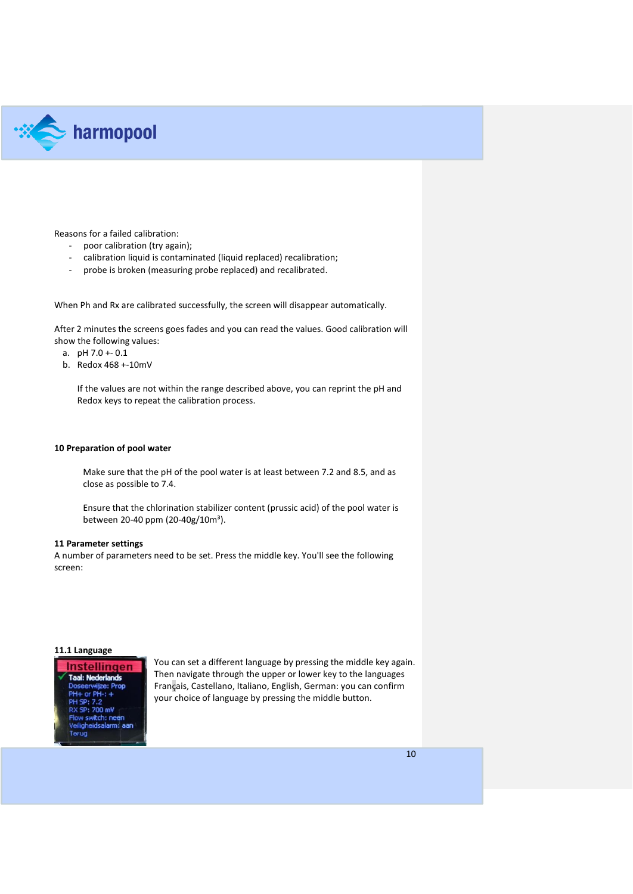Reasons for a failed calibration:

- poor calibration (try again);
- calibration liquid is contaminated (liquid replaced) recalibration;
- probe is broken (measuring probe replaced) and recalibrated.

When Ph and Rx are calibrated successfully, the screen will disappear automatically.

After 2 minutes the screens goes fades and you can read the values. Good calibration will show the following values:

a. pH 7.0 +- 0.1
b. Redox 468 +-10mV

If the values are not within the range described above, you can reprint the pH and Redox keys to repeat the calibration process.

**10 Preparation of pool water**

Make sure that the pH of the pool water is at least between 7.2 and 8.5, and as close as possible to 7.4.

Ensure that the chlorination stabilizer content (prussic acid) of the pool water is between 20-40 ppm (20-40g/10m³).

**11 Parameter settings**

A number of parameters need to be set. Press the middle key. You'll see the following screen:

**11.1 Language**

Instellingen
Taal: Nederlands
Doseerwijze: Prop
PH+ or PH-: +
PH SP: 7.2
RX SP: 700 mV
Flow switch: neen
Veiligheidsalarm: aan
Terug

You can set a different language by pressing the middle key again. Then navigate through the upper or lower key to the languages Français, Castellano, Italiano, English, German: you can confirm your choice of language by pressing the middle button.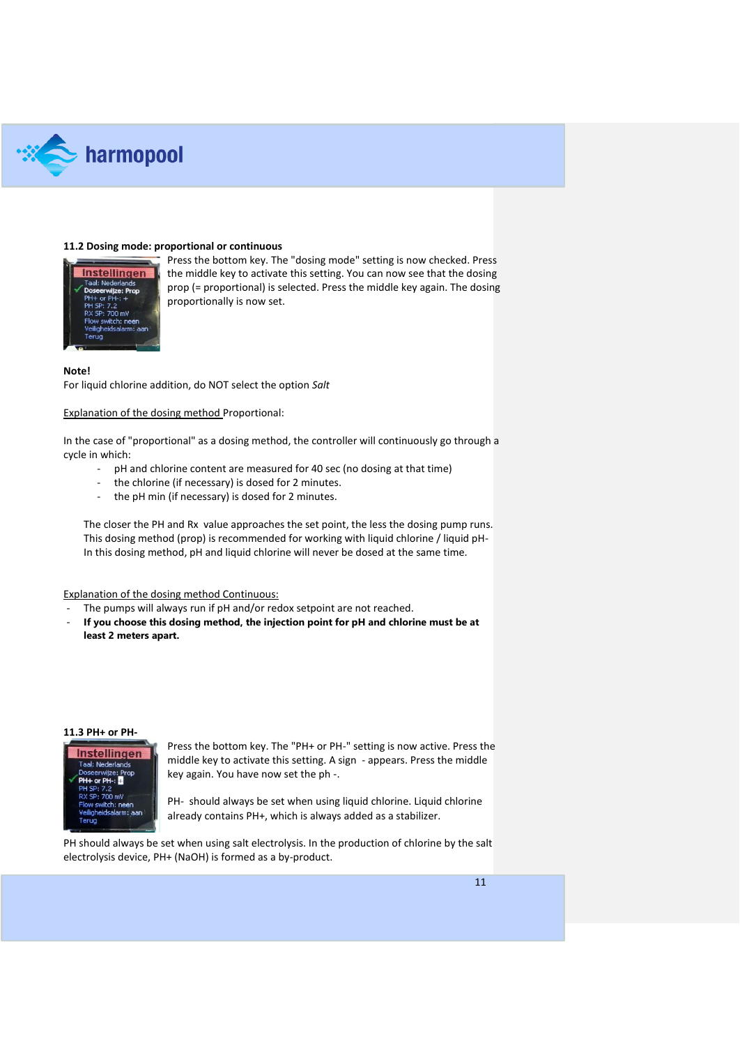### 11.2 Dosing mode: proportional or continuous

Press the bottom key. The "dosing mode" setting is now checked. Press the middle key to activate this setting. You can now see that the dosing prop (= proportional) is selected. Press the middle key again. The dosing proportionally is now set.

**Note!**
For liquid chlorine addition, do NOT select the option *Salt*

Explanation of the dosing method Proportional:

In the case of "proportional" as a dosing method, the controller will continuously go through a cycle in which:

- pH and chlorine content are measured for 40 sec (no dosing at that time)
- the chlorine (if necessary) is dosed for 2 minutes.
- the pH min (if necessary) is dosed for 2 minutes.

The closer the PH and Rx value approaches the set point, the less the dosing pump runs. This dosing method (prop) is recommended for working with liquid chlorine / liquid pH- In this dosing method, pH and liquid chlorine will never be dosed at the same time.

Explanation of the dosing method Continuous:

- The pumps will always run if pH and/or redox setpoint are not reached.
- **If you choose this dosing method, the injection point for pH and chlorine must be at least 2 meters apart.**

### 11.3 PH+ or PH-

Press the bottom key. The "PH+ or PH-" setting is now active. Press the middle key to activate this setting. A sign - appears. Press the middle key again. You have now set the ph -.

PH- should always be set when using liquid chlorine. Liquid chlorine already contains PH+, which is always added as a stabilizer.

PH should always be set when using salt electrolysis. In the production of chlorine by the salt electrolysis device, PH+ (NaOH) is formed as a by-product.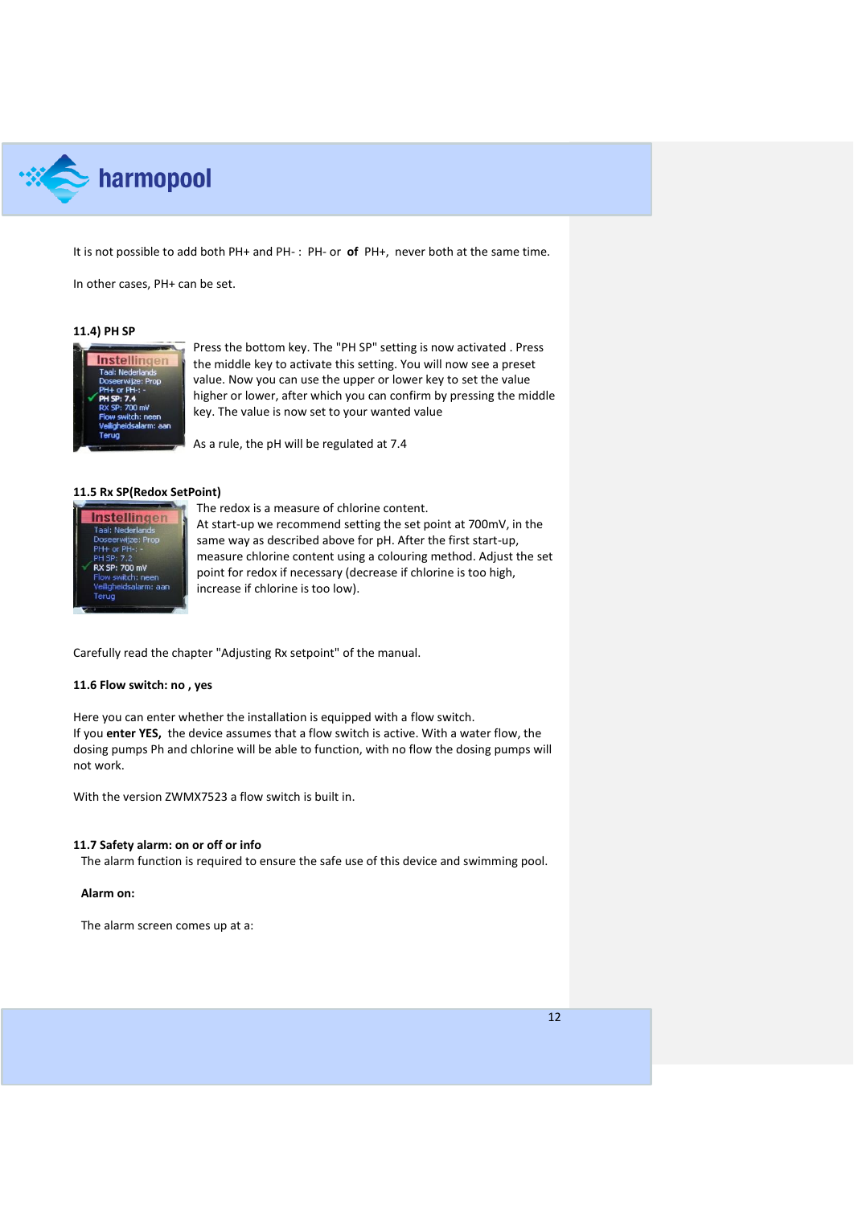It is not possible to add both PH+ and PH- : PH- or **of** PH+, never both at the same time.

In other cases, PH+ can be set.

**11.4) PH SP**

Press the bottom key. The "PH SP" setting is now activated . Press the middle key to activate this setting. You will now see a preset value. Now you can use the upper or lower key to set the value higher or lower, after which you can confirm by pressing the middle key. The value is now set to your wanted value

As a rule, the pH will be regulated at 7.4

**11.5 Rx SP(Redox SetPoint)**

The redox is a measure of chlorine content.
At start-up we recommend setting the set point at 700mV, in the same way as described above for pH. After the first start-up, measure chlorine content using a colouring method. Adjust the set point for redox if necessary (decrease if chlorine is too high, increase if chlorine is too low).

Carefully read the chapter "Adjusting Rx setpoint" of the manual.

**11.6 Flow switch: no , yes**

Here you can enter whether the installation is equipped with a flow switch.
If you **enter YES,** the device assumes that a flow switch is active. With a water flow, the dosing pumps Ph and chlorine will be able to function, with no flow the dosing pumps will not work.

With the version ZWMX7523 a flow switch is built in.

**11.7 Safety alarm: on or off or info**

The alarm function is required to ensure the safe use of this device and swimming pool.

**Alarm on:**

The alarm screen comes up at a: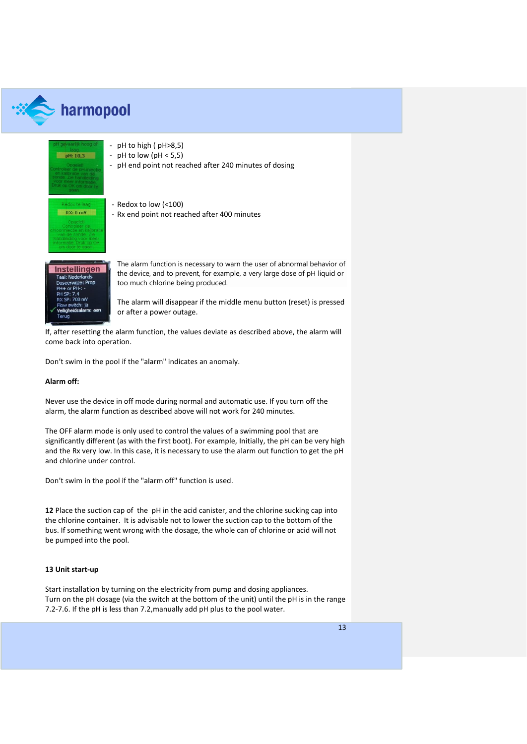- pH to high ( pH>8,5)
- pH to low (pH < 5,5)
- pH end point not reached after 240 minutes of dosing

- Redox to low (<100)
- Rx end point not reached after 400 minutes

The alarm function is necessary to warn the user of abnormal behavior of the device, and to prevent, for example, a very large dose of pH liquid or too much chlorine being produced.

The alarm will disappear if the middle menu button (reset) is pressed or after a power outage.

If, after resetting the alarm function, the values deviate as described above, the alarm will come back into operation.

Don't swim in the pool if the "alarm" indicates an anomaly.

**Alarm off:**

Never use the device in off mode during normal and automatic use. If you turn off the alarm, the alarm function as described above will not work for 240 minutes.

The OFF alarm mode is only used to control the values of a swimming pool that are significantly different (as with the first boot). For example, Initially, the pH can be very high and the Rx very low. In this case, it is necessary to use the alarm out function to get the pH and chlorine under control.

Don't swim in the pool if the "alarm off" function is used.

**12** Place the suction cap of the pH in the acid canister, and the chlorine sucking cap into the chlorine container. It is advisable not to lower the suction cap to the bottom of the bus. If something went wrong with the dosage, the whole can of chlorine or acid will not be pumped into the pool.

**13 Unit start-up**

Start installation by turning on the electricity from pump and dosing appliances.
Turn on the pH dosage (via the switch at the bottom of the unit) until the pH is in the range 7.2-7.6. If the pH is less than 7.2,manually add pH plus to the pool water.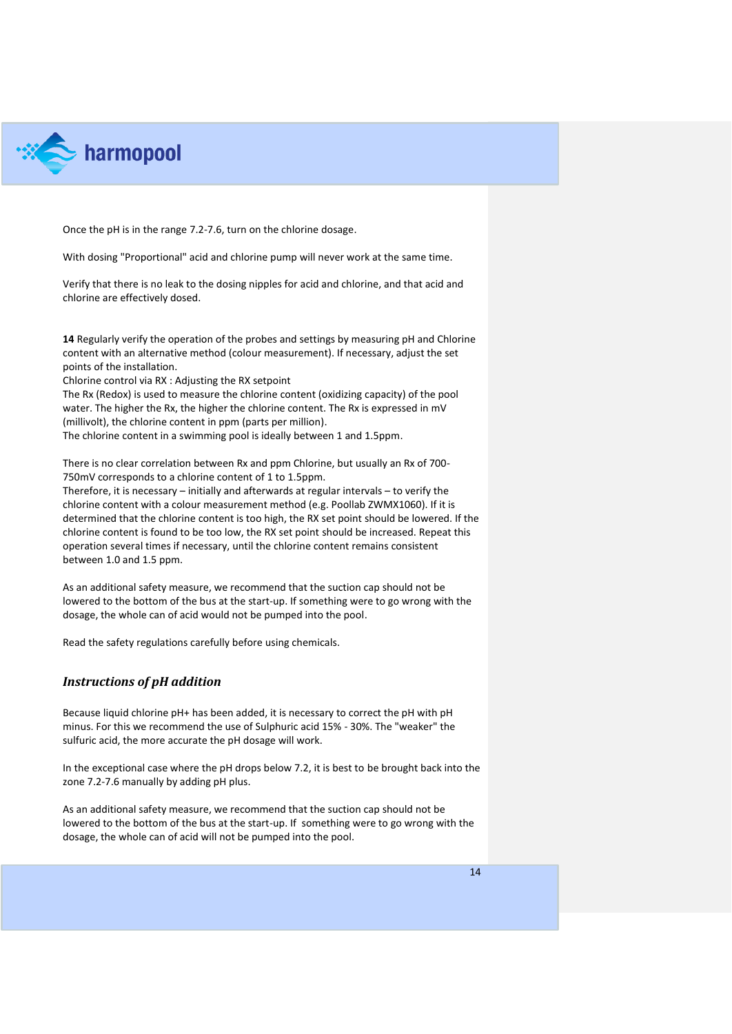Once the pH is in the range 7.2-7.6, turn on the chlorine dosage.

With dosing "Proportional" acid and chlorine pump will never work at the same time.

Verify that there is no leak to the dosing nipples for acid and chlorine, and that acid and chlorine are effectively dosed.

**14** Regularly verify the operation of the probes and settings by measuring pH and Chlorine content with an alternative method (colour measurement). If necessary, adjust the set points of the installation.
Chlorine control via RX : Adjusting the RX setpoint
The Rx (Redox) is used to measure the chlorine content (oxidizing capacity) of the pool water. The higher the Rx, the higher the chlorine content. The Rx is expressed in mV (millivolt), the chlorine content in ppm (parts per million).
The chlorine content in a swimming pool is ideally between 1 and 1.5ppm.

There is no clear correlation between Rx and ppm Chlorine, but usually an Rx of 700-750mV corresponds to a chlorine content of 1 to 1.5ppm.
Therefore, it is necessary – initially and afterwards at regular intervals – to verify the chlorine content with a colour measurement method (e.g. Poollab ZWMX1060). If it is determined that the chlorine content is too high, the RX set point should be lowered. If the chlorine content is found to be too low, the RX set point should be increased. Repeat this operation several times if necessary, until the chlorine content remains consistent between 1.0 and 1.5 ppm.

As an additional safety measure, we recommend that the suction cap should not be lowered to the bottom of the bus at the start-up. If something were to go wrong with the dosage, the whole can of acid would not be pumped into the pool.

Read the safety regulations carefully before using chemicals.

### *Instructions of pH addition*

Because liquid chlorine pH+ has been added, it is necessary to correct the pH with pH minus. For this we recommend the use of Sulphuric acid 15% - 30%. The "weaker" the sulfuric acid, the more accurate the pH dosage will work.

In the exceptional case where the pH drops below 7.2, it is best to be brought back into the zone 7.2-7.6 manually by adding pH plus.

As an additional safety measure, we recommend that the suction cap should not be lowered to the bottom of the bus at the start-up. If something were to go wrong with the dosage, the whole can of acid will not be pumped into the pool.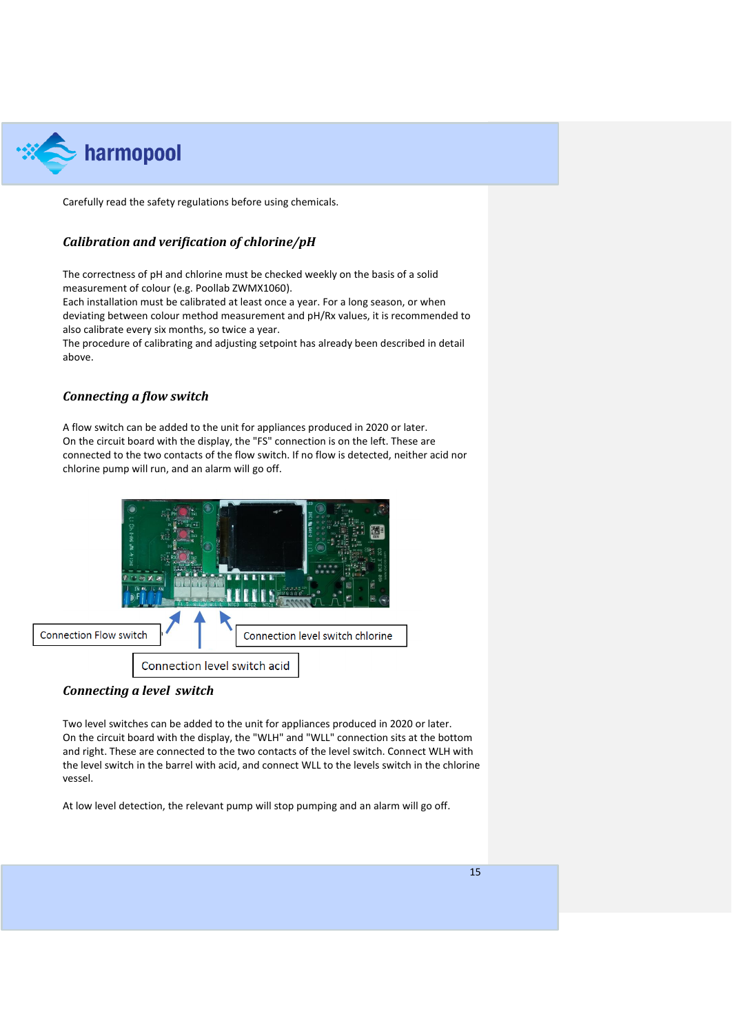Carefully read the safety regulations before using chemicals.

### *Calibration and verification of chlorine/pH*

The correctness of pH and chlorine must be checked weekly on the basis of a solid measurement of colour (e.g. Poollab ZWMX1060).
Each installation must be calibrated at least once a year. For a long season, or when deviating between colour method measurement and pH/Rx values, it is recommended to also calibrate every six months, so twice a year.
The procedure of calibrating and adjusting setpoint has already been described in detail above.

### *Connecting a flow switch*

A flow switch can be added to the unit for appliances produced in 2020 or later.
On the circuit board with the display, the "FS" connection is on the left. These are connected to the two contacts of the flow switch. If no flow is detected, neither acid nor chlorine pump will run, and an alarm will go off.

Connection Flow switch

Connection level switch chlorine

Connection level switch acid

### *Connecting a level switch*

Two level switches can be added to the unit for appliances produced in 2020 or later.
On the circuit board with the display, the "WLH" and "WLL" connection sits at the bottom and right. These are connected to the two contacts of the level switch. Connect WLH with the level switch in the barrel with acid, and connect WLL to the levels switch in the chlorine vessel.

At low level detection, the relevant pump will stop pumping and an alarm will go off.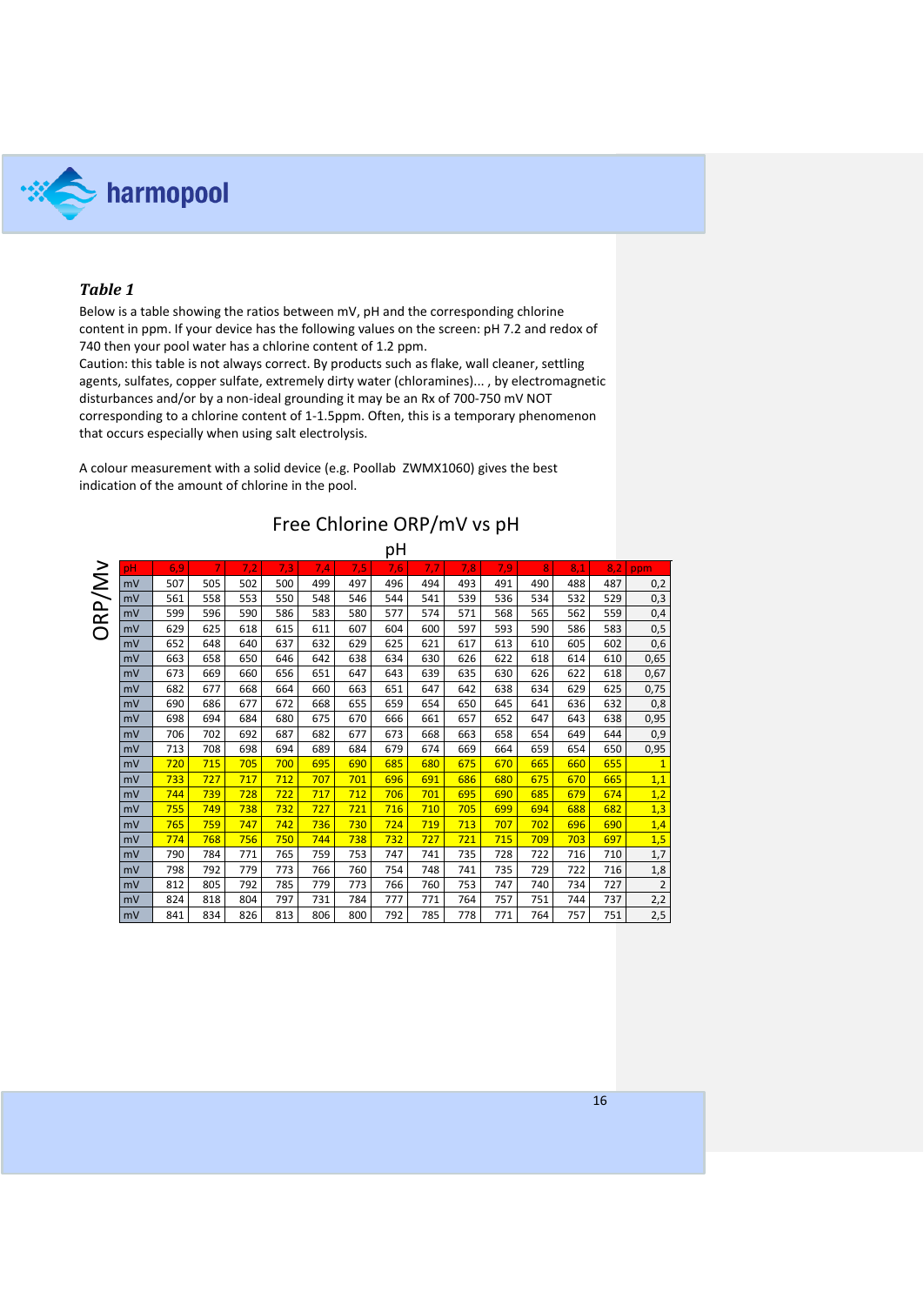### *Table 1*

Below is a table showing the ratios between mV, pH and the corresponding chlorine content in ppm. If your device has the following values on the screen: pH 7.2 and redox of 740 then your pool water has a chlorine content of 1.2 ppm.
Caution: this table is not always correct. By products such as flake, wall cleaner, settling agents, sulfates, copper sulfate, extremely dirty water (chloramines)... , by electromagnetic disturbances and/or by a non-ideal grounding it may be an Rx of 700-750 mV NOT corresponding to a chlorine content of 1-1.5ppm. Often, this is a temporary phenomenon that occurs especially when using salt electrolysis.

A colour measurement with a solid device (e.g. Poollab ZWMX1060) gives the best indication of the amount of chlorine in the pool.

**Free Chlorine ORP/mV vs pH**

ORP/Mv — pH

| pH | 6,9 | 7 | 7,2 | 7,3 | 7,4 | 7,5 | 7,6 | 7,7 | 7,8 | 7,9 | 8 | 8,1 | 8,2 | ppm |
|---|---|---|---|---|---|---|---|---|---|---|---|---|---|---|
| mV | 507 | 505 | 502 | 500 | 499 | 497 | 496 | 494 | 493 | 491 | 490 | 488 | 487 | 0,2 |
| mV | 561 | 558 | 553 | 550 | 548 | 546 | 544 | 541 | 539 | 536 | 534 | 532 | 529 | 0,3 |
| mV | 599 | 596 | 590 | 586 | 583 | 580 | 577 | 574 | 571 | 568 | 565 | 562 | 559 | 0,4 |
| mV | 629 | 625 | 618 | 615 | 611 | 607 | 604 | 600 | 597 | 593 | 590 | 586 | 583 | 0,5 |
| mV | 652 | 648 | 640 | 637 | 632 | 629 | 625 | 621 | 617 | 613 | 610 | 605 | 602 | 0,6 |
| mV | 663 | 658 | 650 | 646 | 642 | 638 | 634 | 630 | 626 | 622 | 618 | 614 | 610 | 0,65 |
| mV | 673 | 669 | 660 | 656 | 651 | 647 | 643 | 639 | 635 | 630 | 626 | 622 | 618 | 0,67 |
| mV | 682 | 677 | 668 | 664 | 660 | 663 | 651 | 647 | 642 | 638 | 634 | 629 | 625 | 0,75 |
| mV | 690 | 686 | 677 | 672 | 668 | 655 | 659 | 654 | 650 | 645 | 641 | 636 | 632 | 0,8 |
| mV | 698 | 694 | 684 | 680 | 675 | 670 | 666 | 661 | 657 | 652 | 647 | 643 | 638 | 0,95 |
| mV | 706 | 702 | 692 | 687 | 682 | 677 | 673 | 668 | 663 | 658 | 654 | 649 | 644 | 0,9 |
| mV | 713 | 708 | 698 | 694 | 689 | 684 | 679 | 674 | 669 | 664 | 659 | 654 | 650 | 0,95 |
| mV | 720 | 715 | 705 | 700 | 695 | 690 | 685 | 680 | 675 | 670 | 665 | 660 | 655 | 1 |
| mV | 733 | 727 | 717 | 712 | 707 | 701 | 696 | 691 | 686 | 680 | 675 | 670 | 665 | 1,1 |
| mV | 744 | 739 | 728 | 722 | 717 | 712 | 706 | 701 | 695 | 690 | 685 | 679 | 674 | 1,2 |
| mV | 755 | 749 | 738 | 732 | 727 | 721 | 716 | 710 | 705 | 699 | 694 | 688 | 682 | 1,3 |
| mV | 765 | 759 | 747 | 742 | 736 | 730 | 724 | 719 | 713 | 707 | 702 | 696 | 690 | 1,4 |
| mV | 774 | 768 | 756 | 750 | 744 | 738 | 732 | 727 | 721 | 715 | 709 | 703 | 697 | 1,5 |
| mV | 790 | 784 | 771 | 765 | 759 | 753 | 747 | 741 | 735 | 728 | 722 | 716 | 710 | 1,7 |
| mV | 798 | 792 | 779 | 773 | 766 | 760 | 754 | 748 | 741 | 735 | 729 | 722 | 716 | 1,8 |
| mV | 812 | 805 | 792 | 785 | 779 | 773 | 766 | 760 | 753 | 747 | 740 | 734 | 727 | 2 |
| mV | 824 | 818 | 804 | 797 | 731 | 784 | 777 | 771 | 764 | 757 | 751 | 744 | 737 | 2,2 |
| mV | 841 | 834 | 826 | 813 | 806 | 800 | 792 | 785 | 778 | 771 | 764 | 757 | 751 | 2,5 |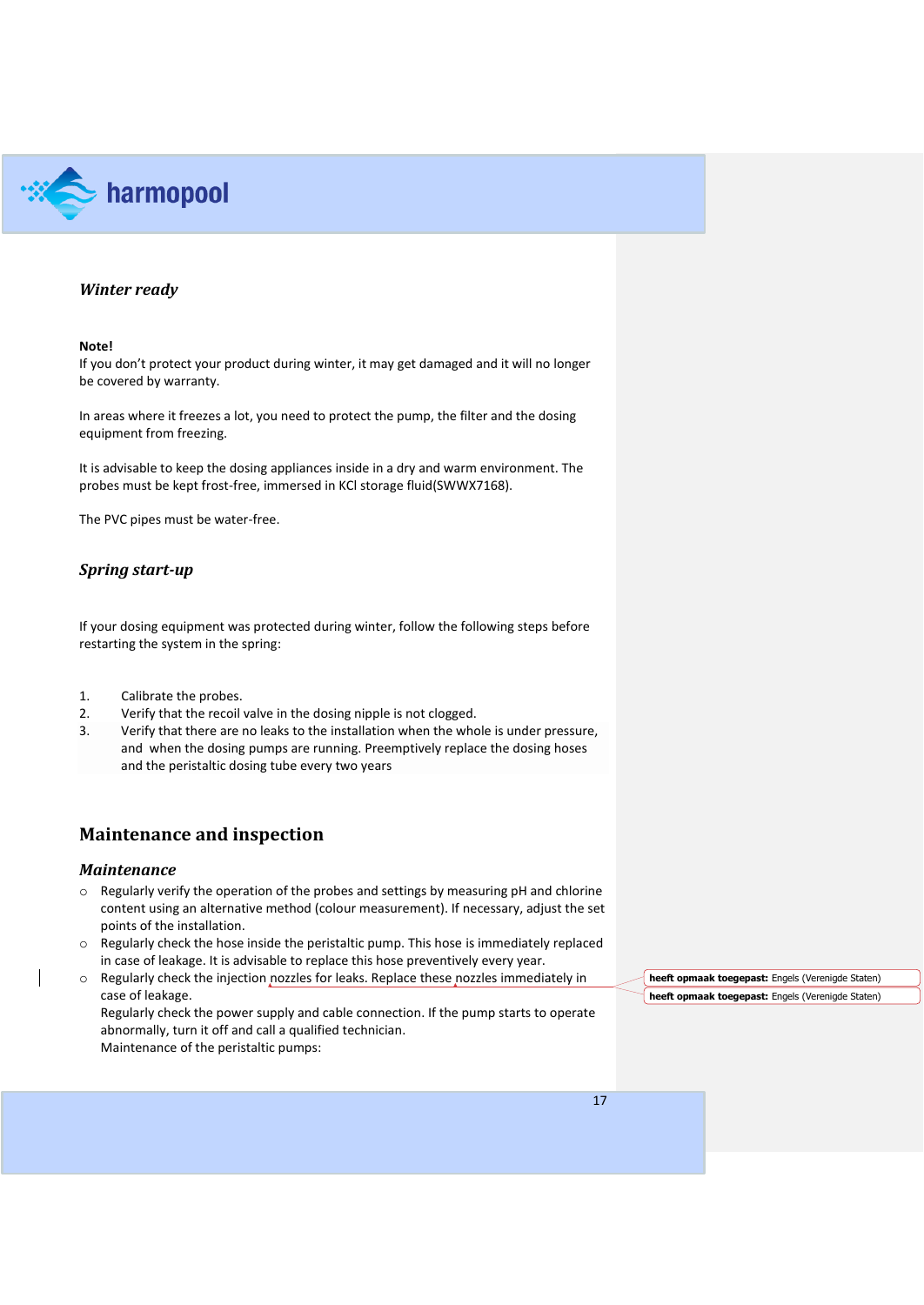### *Winter ready*

**Note!**
If you don't protect your product during winter, it may get damaged and it will no longer be covered by warranty.

In areas where it freezes a lot, you need to protect the pump, the filter and the dosing equipment from freezing.

It is advisable to keep the dosing appliances inside in a dry and warm environment. The probes must be kept frost-free, immersed in KCl storage fluid(SWWX7168).

The PVC pipes must be water-free.

### *Spring start-up*

If your dosing equipment was protected during winter, follow the following steps before restarting the system in the spring:

1. Calibrate the probes.
2. Verify that the recoil valve in the dosing nipple is not clogged.
3. Verify that there are no leaks to the installation when the whole is under pressure, and when the dosing pumps are running. Preemptively replace the dosing hoses and the peristaltic dosing tube every two years

## Maintenance and inspection

### *Maintenance*

- Regularly verify the operation of the probes and settings by measuring pH and chlorine content using an alternative method (colour measurement). If necessary, adjust the set points of the installation.
- Regularly check the hose inside the peristaltic pump. This hose is immediately replaced in case of leakage. It is advisable to replace this hose preventively every year.
- Regularly check the injection nozzles for leaks. Replace these nozzles immediately in case of leakage.
  Regularly check the power supply and cable connection. If the pump starts to operate abnormally, turn it off and call a qualified technician.
  Maintenance of the peristaltic pumps: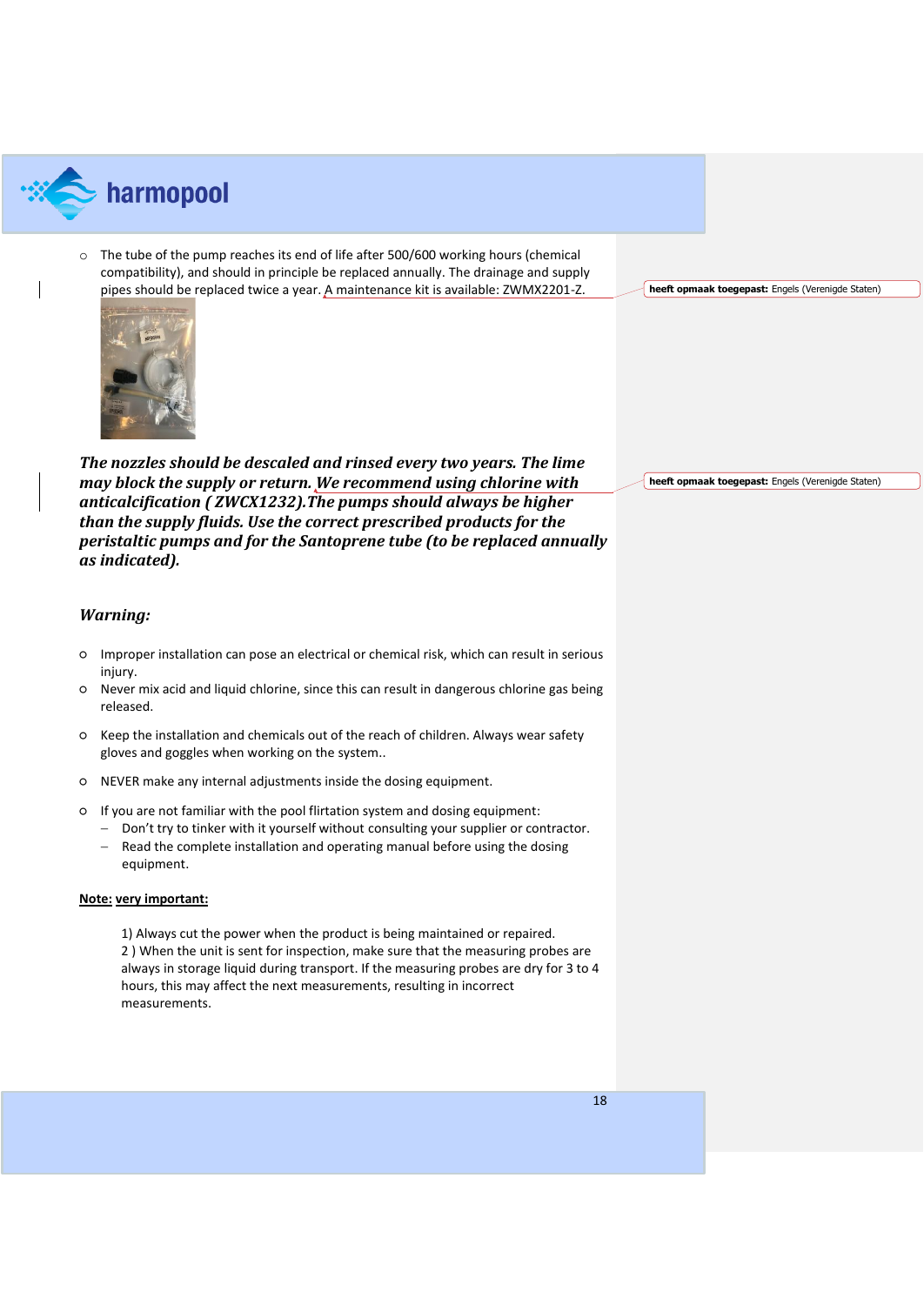- The tube of the pump reaches its end of life after 500/600 working hours (chemical compatibility), and should in principle be replaced annually. The drainage and supply pipes should be replaced twice a year. A maintenance kit is available: ZWMX2201-Z.

***The nozzles should be descaled and rinsed every two years. The lime may block the supply or return. We recommend using chlorine with anticalcification ( ZWCX1232).The pumps should always be higher than the supply fluids. Use the correct prescribed products for the peristaltic pumps and for the Santoprene tube (to be replaced annually as indicated).***

### *Warning:*

- Improper installation can pose an electrical or chemical risk, which can result in serious injury.
- Never mix acid and liquid chlorine, since this can result in dangerous chlorine gas being released.
- Keep the installation and chemicals out of the reach of children. Always wear safety gloves and goggles when working on the system..
- NEVER make any internal adjustments inside the dosing equipment.
- If you are not familiar with the pool flirtation system and dosing equipment:
  - Don't try to tinker with it yourself without consulting your supplier or contractor.
  - Read the complete installation and operating manual before using the dosing equipment.

**Note: very important:**

1) Always cut the power when the product is being maintained or repaired.
2 ) When the unit is sent for inspection, make sure that the measuring probes are always in storage liquid during transport. If the measuring probes are dry for 3 to 4 hours, this may affect the next measurements, resulting in incorrect measurements.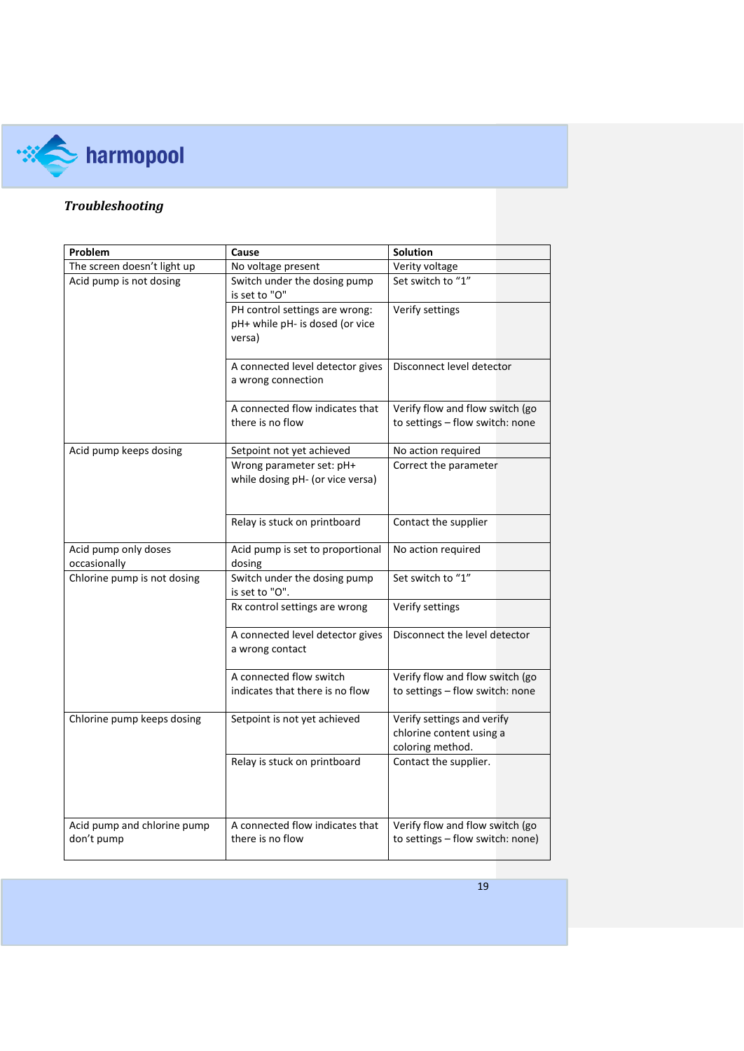*Troubleshooting*

| Problem | Cause | Solution |
|---|---|---|
| The screen doesn't light up | No voltage present | Verity voltage |
| Acid pump is not dosing | Switch under the dosing pump is set to "O" | Set switch to "1" |
| | PH control settings are wrong: pH+ while pH- is dosed (or vice versa) | Verify settings |
| | A connected level detector gives a wrong connection | Disconnect level detector |
| | A connected flow indicates that there is no flow | Verify flow and flow switch (go to settings – flow switch: none |
| Acid pump keeps dosing | Setpoint not yet achieved | No action required |
| | Wrong parameter set: pH+ while dosing pH- (or vice versa) | Correct the parameter |
| | Relay is stuck on printboard | Contact the supplier |
| Acid pump only doses occasionally | Acid pump is set to proportional dosing | No action required |
| Chlorine pump is not dosing | Switch under the dosing pump is set to "O". | Set switch to "1" |
| | Rx control settings are wrong | Verify settings |
| | A connected level detector gives a wrong contact | Disconnect the level detector |
| | A connected flow switch indicates that there is no flow | Verify flow and flow switch (go to settings – flow switch: none |
| Chlorine pump keeps dosing | Setpoint is not yet achieved | Verify settings and verify chlorine content using a coloring method. |
| | Relay is stuck on printboard | Contact the supplier. |
| Acid pump and chlorine pump don't pump | A connected flow indicates that there is no flow | Verify flow and flow switch (go to settings – flow switch: none) |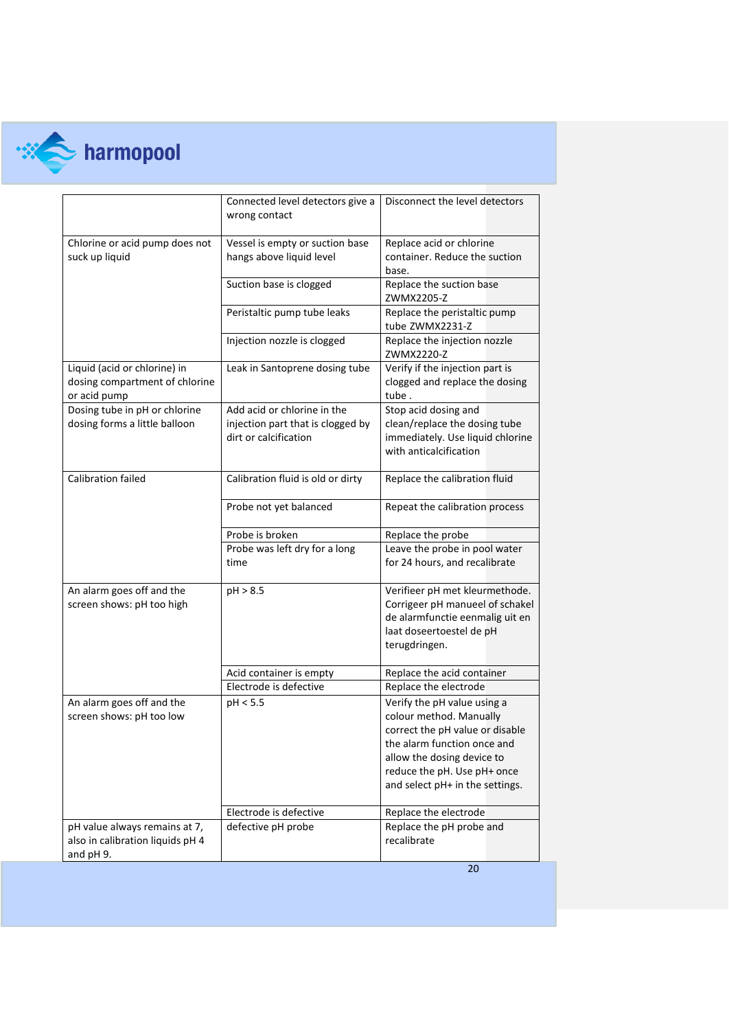| | | |
|---|---|---|
| | Connected level detectors give a wrong contact | Disconnect the level detectors |
| Chlorine or acid pump does not suck up liquid | Vessel is empty or suction base hangs above liquid level | Replace acid or chlorine container. Reduce the suction base. |
| | Suction base is clogged | Replace the suction base ZWMX2205-Z |
| | Peristaltic pump tube leaks | Replace the peristaltic pump tube ZWMX2231-Z |
| | Injection nozzle is clogged | Replace the injection nozzle ZWMX2220-Z |
| Liquid (acid or chlorine) in dosing compartment of chlorine or acid pump | Leak in Santoprene dosing tube | Verify if the injection part is clogged and replace the dosing tube . |
| Dosing tube in pH or chlorine dosing forms a little balloon | Add acid or chlorine in the injection part that is clogged by dirt or calcification | Stop acid dosing and clean/replace the dosing tube immediately. Use liquid chlorine with anticalcification |
| Calibration failed | Calibration fluid is old or dirty | Replace the calibration fluid |
| | Probe not yet balanced | Repeat the calibration process |
| | Probe is broken | Replace the probe |
| | Probe was left dry for a long time | Leave the probe in pool water for 24 hours, and recalibrate |
| An alarm goes off and the screen shows: pH too high | pH > 8.5 | Verifieer pH met kleurmethode. Corrigeer pH manueel of schakel de alarmfunctie eenmalig uit en laat doseertoestel de pH terugdringen. |
| | Acid container is empty | Replace the acid container |
| | Electrode is defective | Replace the electrode |
| An alarm goes off and the screen shows: pH too low | pH < 5.5 | Verify the pH value using a colour method. Manually correct the pH value or disable the alarm function once and allow the dosing device to reduce the pH. Use pH+ once and select pH+ in the settings. |
| | Electrode is defective | Replace the electrode |
| pH value always remains at 7, also in calibration liquids pH 4 and pH 9. | defective pH probe | Replace the pH probe and recalibrate |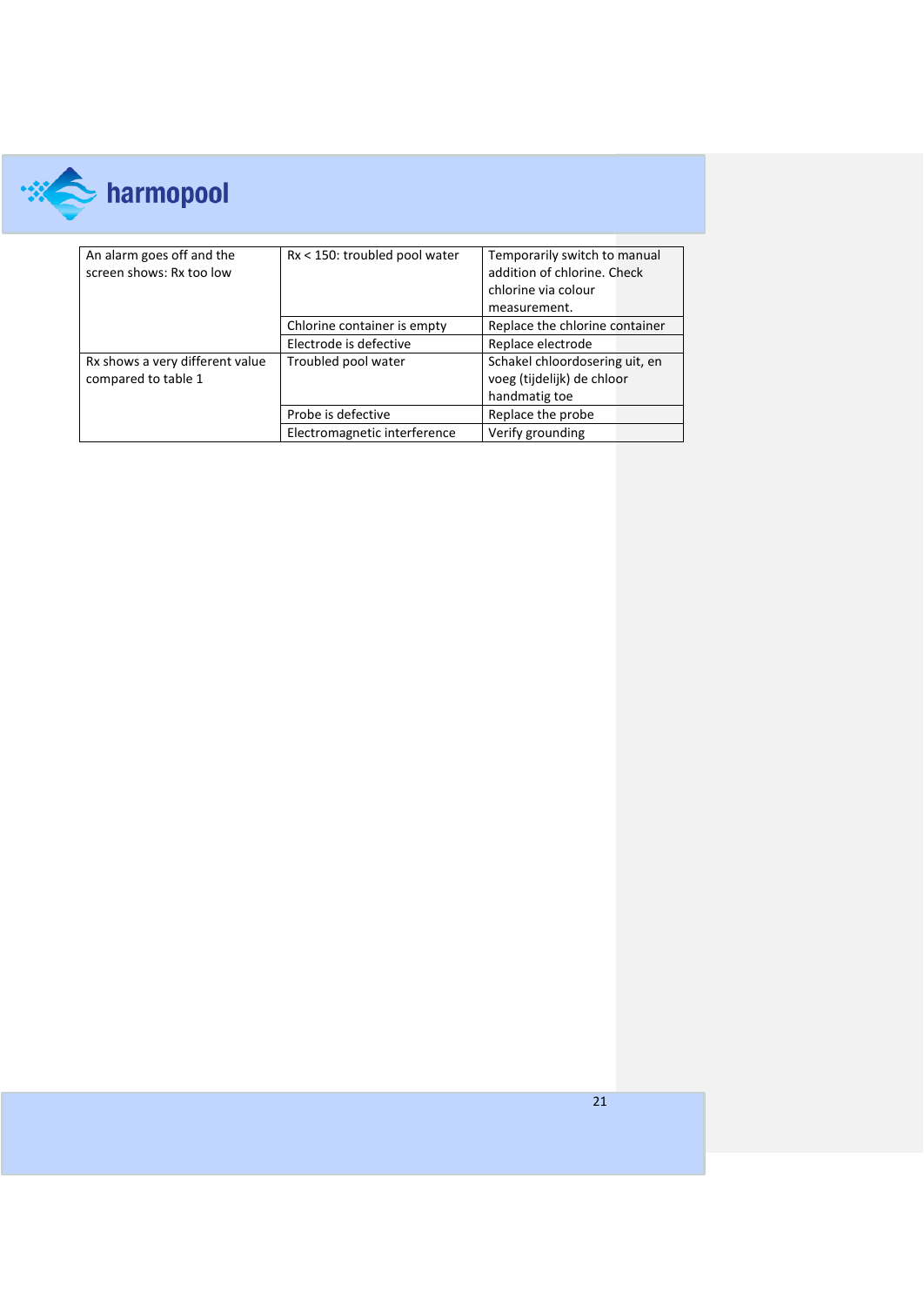| | | |
|---|---|---|
| An alarm goes off and the screen shows: Rx too low | Rx < 150: troubled pool water | Temporarily switch to manual addition of chlorine. Check chlorine via colour measurement. |
| | Chlorine container is empty | Replace the chlorine container |
| | Electrode is defective | Replace electrode |
| Rx shows a very different value compared to table 1 | Troubled pool water | Schakel chloordosering uit, en voeg (tijdelijk) de chloor handmatig toe |
| | Probe is defective | Replace the probe |
| | Electromagnetic interference | Verify grounding |